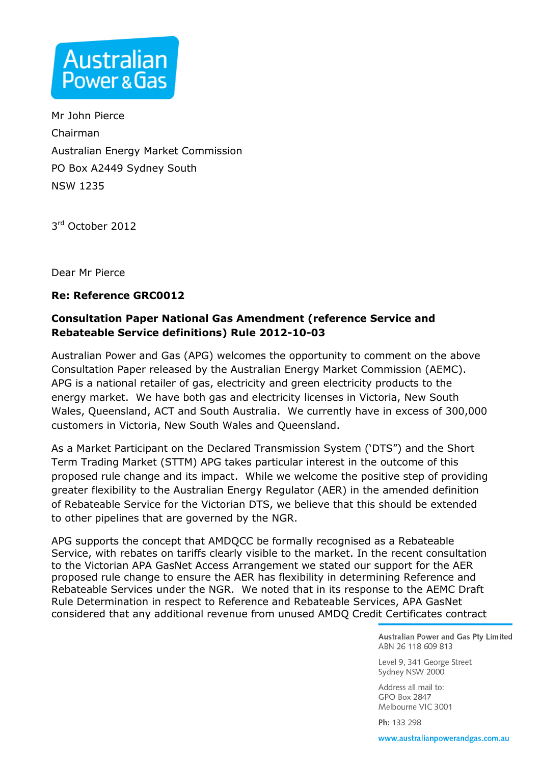Mr John Pierce

Chairman

Australian Energy Market Commission

PO Box A2449 Sydney South

NSW 1235

3rd October 2012

Dear Mr Pierce

**Re: Reference GRC0012**

**Consultation Paper National Gas Amendment (reference Service and Rebateable Service definitions) Rule 2012-10-03**

Australian Power and Gas (APG) welcomes the opportunity to comment on the above Consultation Paper released by the Australian Energy Market Commission (AEMC). APG is a national retailer of gas, electricity and green electricity products to the energy market. We have both gas and electricity licenses in Victoria, New South Wales, Queensland, ACT and South Australia. We currently have in excess of 300,000 customers in Victoria, New South Wales and Queensland.

As a Market Participant on the Declared Transmission System ('DTS") and the Short Term Trading Market (STTM) APG takes particular interest in the outcome of this proposed rule change and its impact. While we welcome the positive step of providing greater flexibility to the Australian Energy Regulator (AER) in the amended definition of Rebateable Service for the Victorian DTS, we believe that this should be extended to other pipelines that are governed by the NGR.

APG supports the concept that AMDQCC be formally recognised as a Rebateable Service, with rebates on tariffs clearly visible to the market. In the recent consultation to the Victorian APA GasNet Access Arrangement we stated our support for the AER proposed rule change to ensure the AER has flexibility in determining Reference and Rebateable Services under the NGR. We noted that in its response to the AEMC Draft Rule Determination in respect to Reference and Rebateable Services, APA GasNet considered that any additional revenue from unused AMDQ Credit Certificates contract

Australian Power and Gas Pty Limited
ABN 26 118 609 813

Level 9, 341 George Street
Sydney NSW 2000

Address all mail to:
GPO Box 2847
Melbourne VIC 3001

**Ph:** 133 298

www.australianpowerandgas.com.au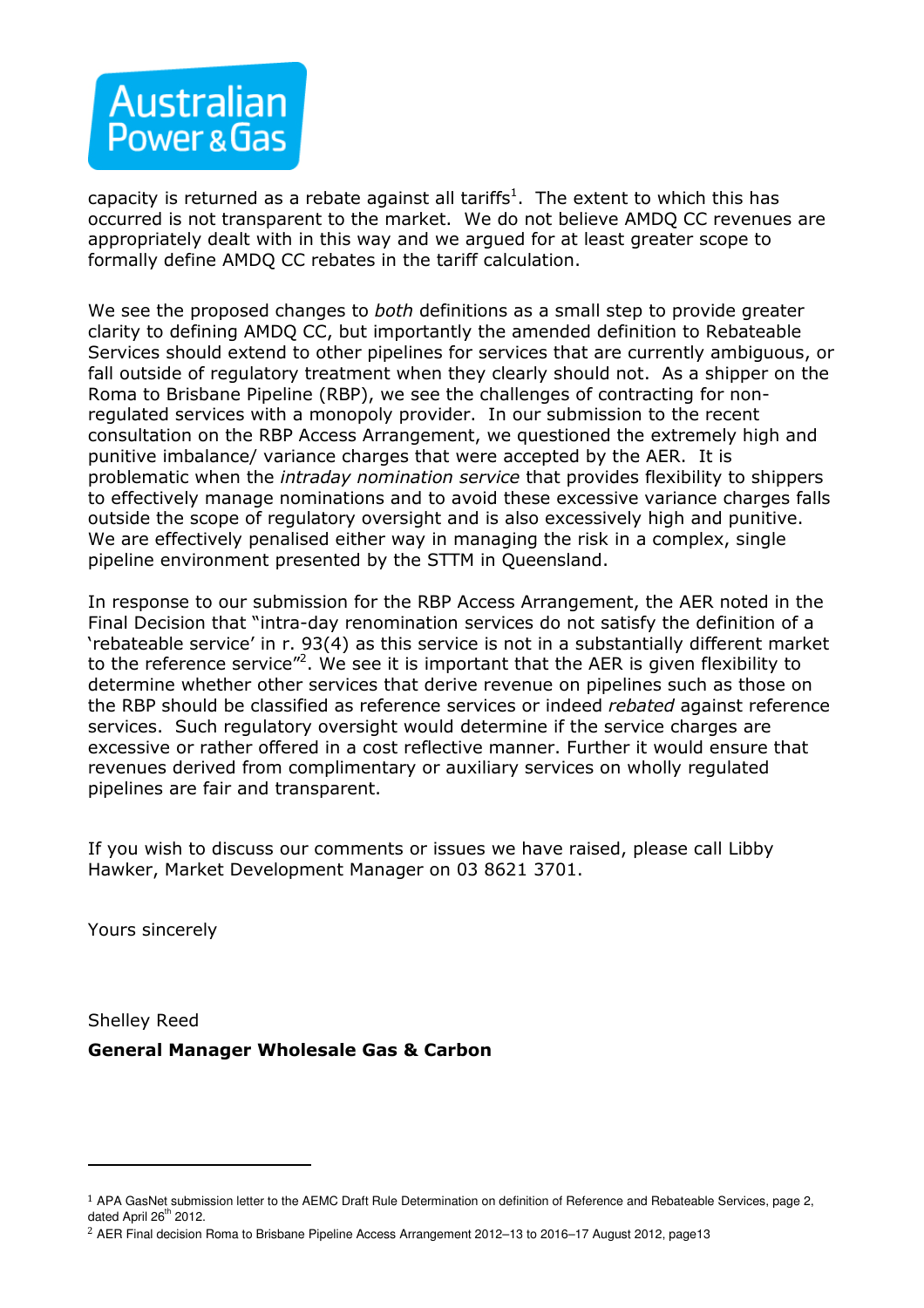capacity is returned as a rebate against all tariffs[1]. The extent to which this has occurred is not transparent to the market. We do not believe AMDQ CC revenues are appropriately dealt with in this way and we argued for at least greater scope to formally define AMDQ CC rebates in the tariff calculation.

We see the proposed changes to *both* definitions as a small step to provide greater clarity to defining AMDQ CC, but importantly the amended definition to Rebateable Services should extend to other pipelines for services that are currently ambiguous, or fall outside of regulatory treatment when they clearly should not. As a shipper on the Roma to Brisbane Pipeline (RBP), we see the challenges of contracting for non-regulated services with a monopoly provider. In our submission to the recent consultation on the RBP Access Arrangement, we questioned the extremely high and punitive imbalance/ variance charges that were accepted by the AER. It is problematic when the *intraday nomination service* that provides flexibility to shippers to effectively manage nominations and to avoid these excessive variance charges falls outside the scope of regulatory oversight and is also excessively high and punitive. We are effectively penalised either way in managing the risk in a complex, single pipeline environment presented by the STTM in Queensland.

In response to our submission for the RBP Access Arrangement, the AER noted in the Final Decision that "intra-day renomination services do not satisfy the definition of a 'rebateable service' in r. 93(4) as this service is not in a substantially different market to the reference service"[2]. We see it is important that the AER is given flexibility to determine whether other services that derive revenue on pipelines such as those on the RBP should be classified as reference services or indeed *rebated* against reference services. Such regulatory oversight would determine if the service charges are excessive or rather offered in a cost reflective manner. Further it would ensure that revenues derived from complimentary or auxiliary services on wholly regulated pipelines are fair and transparent.

If you wish to discuss our comments or issues we have raised, please call Libby Hawker, Market Development Manager on 03 8621 3701.

Yours sincerely

Shelley Reed

**General Manager Wholesale Gas & Carbon**

---

[1] APA GasNet submission letter to the AEMC Draft Rule Determination on definition of Reference and Rebateable Services, page 2, dated April 26th 2012.

[2] AER Final decision Roma to Brisbane Pipeline Access Arrangement 2012–13 to 2016–17 August 2012, page13